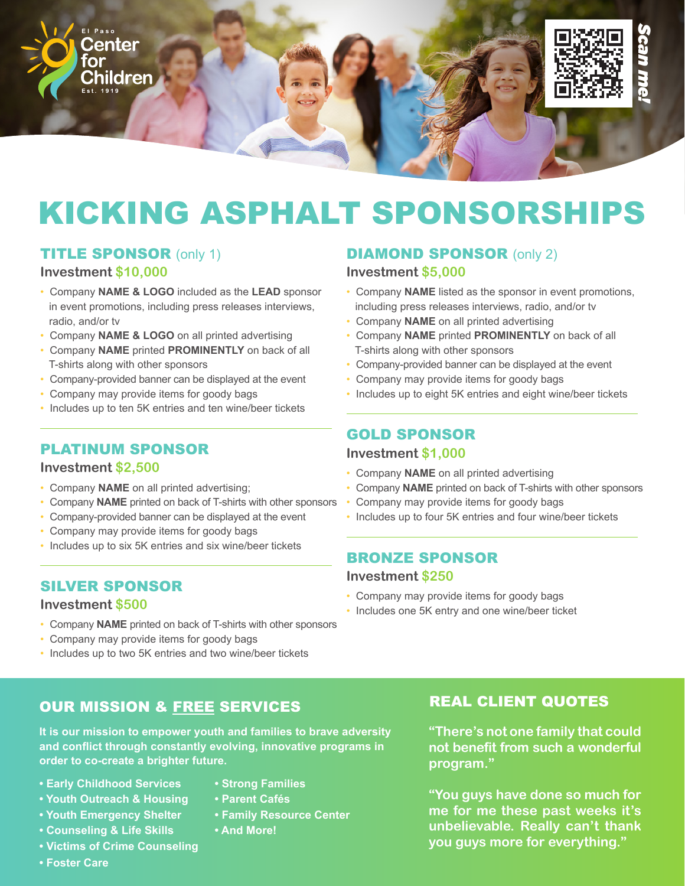El Paso Center for Children
Est. 1919

Scan me!

# KICKING ASPHALT SPONSORSHIPS

## TITLE SPONSOR (only 1)

**Investment $10,000**

- Company **NAME & LOGO** included as the **LEAD** sponsor in event promotions, including press releases interviews, radio, and/or tv
- Company **NAME & LOGO** on all printed advertising
- Company **NAME** printed **PROMINENTLY** on back of all T-shirts along with other sponsors
- Company-provided banner can be displayed at the event
- Company may provide items for goody bags
- Includes up to ten 5K entries and ten wine/beer tickets

## PLATINUM SPONSOR

**Investment $2,500**

- Company **NAME** on all printed advertising;
- Company **NAME** printed on back of T-shirts with other sponsors
- Company-provided banner can be displayed at the event
- Company may provide items for goody bags
- Includes up to six 5K entries and six wine/beer tickets

## SILVER SPONSOR

**Investment $500**

- Company **NAME** printed on back of T-shirts with other sponsors
- Company may provide items for goody bags
- Includes up to two 5K entries and two wine/beer tickets

## DIAMOND SPONSOR (only 2)

**Investment $5,000**

- Company **NAME** listed as the sponsor in event promotions, including press releases interviews, radio, and/or tv
- Company **NAME** on all printed advertising
- Company **NAME** printed **PROMINENTLY** on back of all T-shirts along with other sponsors
- Company-provided banner can be displayed at the event
- Company may provide items for goody bags
- Includes up to eight 5K entries and eight wine/beer tickets

## GOLD SPONSOR

**Investment $1,000**

- Company **NAME** on all printed advertising
- Company **NAME** printed on back of T-shirts with other sponsors
- Company may provide items for goody bags
- Includes up to four 5K entries and four wine/beer tickets

## BRONZE SPONSOR

**Investment $250**

- Company may provide items for goody bags
- Includes one 5K entry and one wine/beer ticket

## OUR MISSION & FREE SERVICES

**It is our mission to empower youth and families to brave adversity and conflict through constantly evolving, innovative programs in order to co-create a brighter future.**

- Early Childhood Services
- Youth Outreach & Housing
- Youth Emergency Shelter
- Counseling & Life Skills
- Victims of Crime Counseling
- Foster Care
- Strong Families
- Parent Cafés
- Family Resource Center
- And More!

## REAL CLIENT QUOTES

"There's not one family that could not benefit from such a wonderful program."

"You guys have done so much for me for me these past weeks it's unbelievable. Really can't thank you guys more for everything."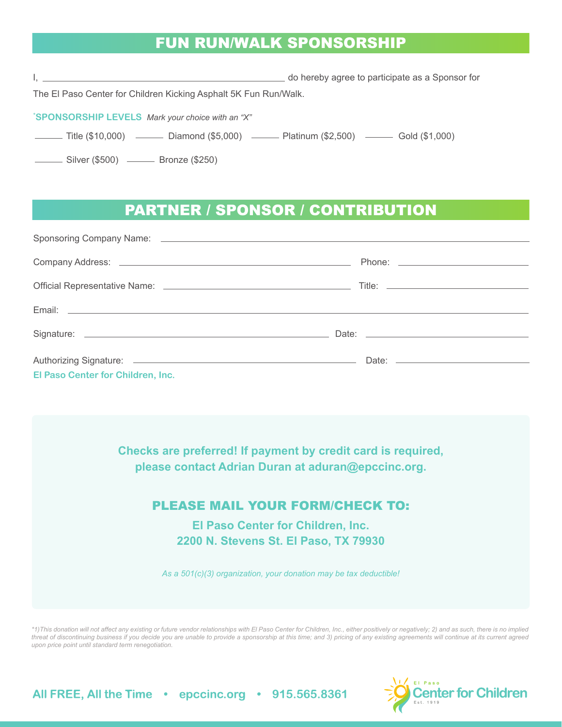## FUN RUN/WALK SPONSORSHIP

I, ______________________________ do hereby agree to participate as a Sponsor for The El Paso Center for Children Kicking Asphalt 5K Fun Run/Walk.

*SPONSORSHIP LEVELS *Mark your choice with an "X"*

_____ Title ($10,000) _____ Diamond ($5,000) _____ Platinum ($2,500) _____ Gold ($1,000)

_____ Silver ($500) _____ Bronze ($250)

## PARTNER / SPONSOR / CONTRIBUTION

Sponsoring Company Name: ______________________________

Company Address: ______________________________ Phone: ______________

Official Representative Name: ______________________________ Title: ______________

Email: ______________________________

Signature: ______________________________ Date: ______________

Authorizing Signature: ______________________________ Date: ______________
**El Paso Center for Children, Inc.**

**Checks are preferred! If payment by credit card is required, please contact Adrian Duran at aduran@epccinc.org.**

### PLEASE MAIL YOUR FORM/CHECK TO:

**El Paso Center for Children, Inc.**
**2200 N. Stevens St. El Paso, TX 79930**

*As a 501(c)(3) organization, your donation may be tax deductible!*

*\*1)This donation will not affect any existing or future vendor relationships with El Paso Center for Children, Inc., either positively or negatively; 2) and as such, there is no implied threat of discontinuing business if you decide you are unable to provide a sponsorship at this time; and 3) pricing of any existing agreements will continue at its current agreed upon price point until standard term renegotiation.*

**All FREE, All the Time • epccinc.org • 915.565.8361**

El Paso Center for Children Est. 1919